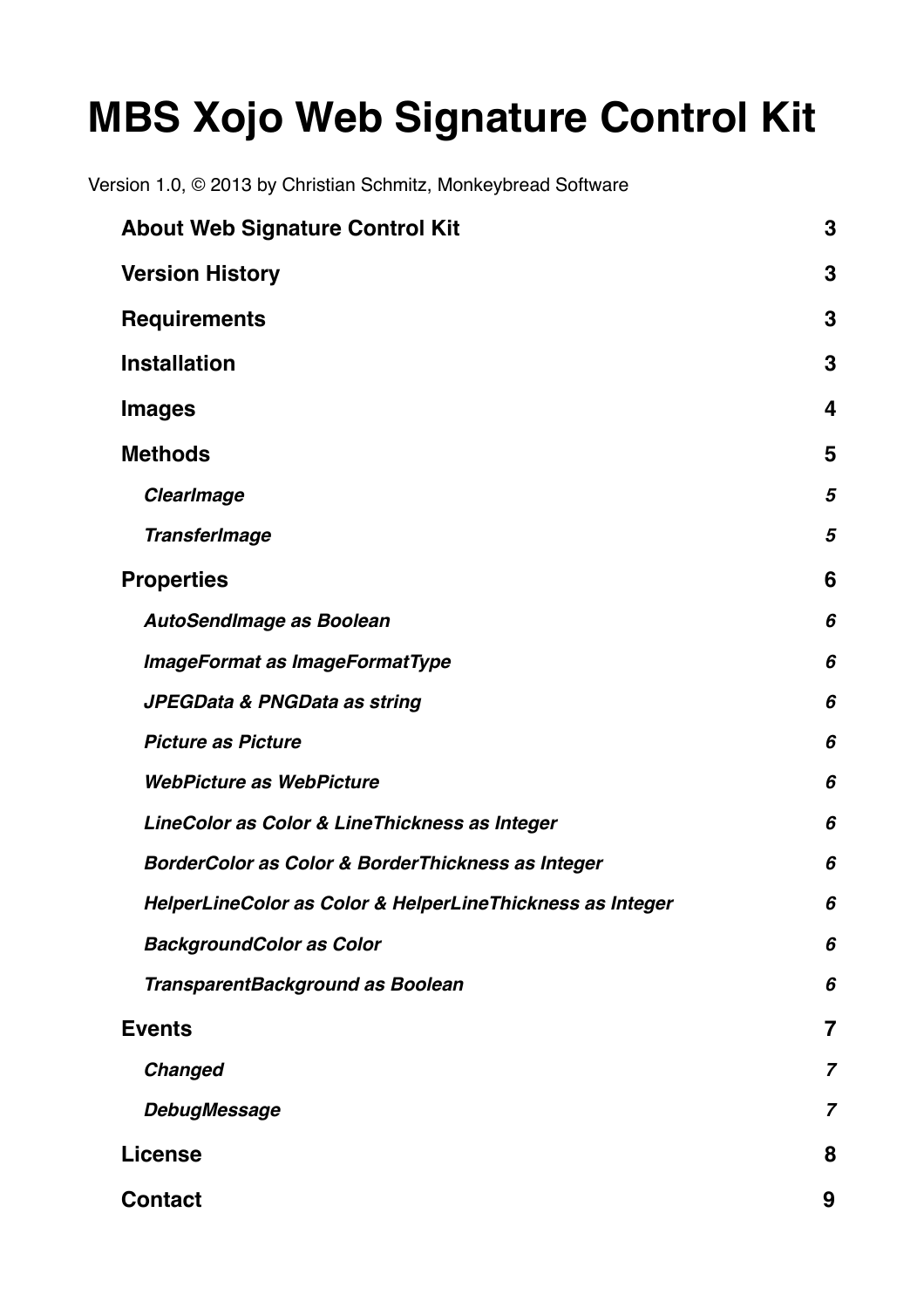# MBS Xojo Web Signature Control Kit

Version 1.0, © 2013 by Christian Schmitz, Monkeybread Software

| | |
|---|---|
| **About Web Signature Control Kit** | **3** |
| **Version History** | **3** |
| **Requirements** | **3** |
| **Installation** | **3** |
| **Images** | **4** |
| **Methods** | **5** |
| ***ClearImage*** | ***5*** |
| ***TransferImage*** | ***5*** |
| **Properties** | **6** |
| ***AutoSendImage as Boolean*** | ***6*** |
| ***ImageFormat as ImageFormatType*** | ***6*** |
| ***JPEGData & PNGData as string*** | ***6*** |
| ***Picture as Picture*** | ***6*** |
| ***WebPicture as WebPicture*** | ***6*** |
| ***LineColor as Color & LineThickness as Integer*** | ***6*** |
| ***BorderColor as Color & BorderThickness as Integer*** | ***6*** |
| ***HelperLineColor as Color & HelperLineThickness as Integer*** | ***6*** |
| ***BackgroundColor as Color*** | ***6*** |
| ***TransparentBackground as Boolean*** | ***6*** |
| **Events** | **7** |
| ***Changed*** | ***7*** |
| ***DebugMessage*** | ***7*** |
| **License** | **8** |
| **Contact** | **9** |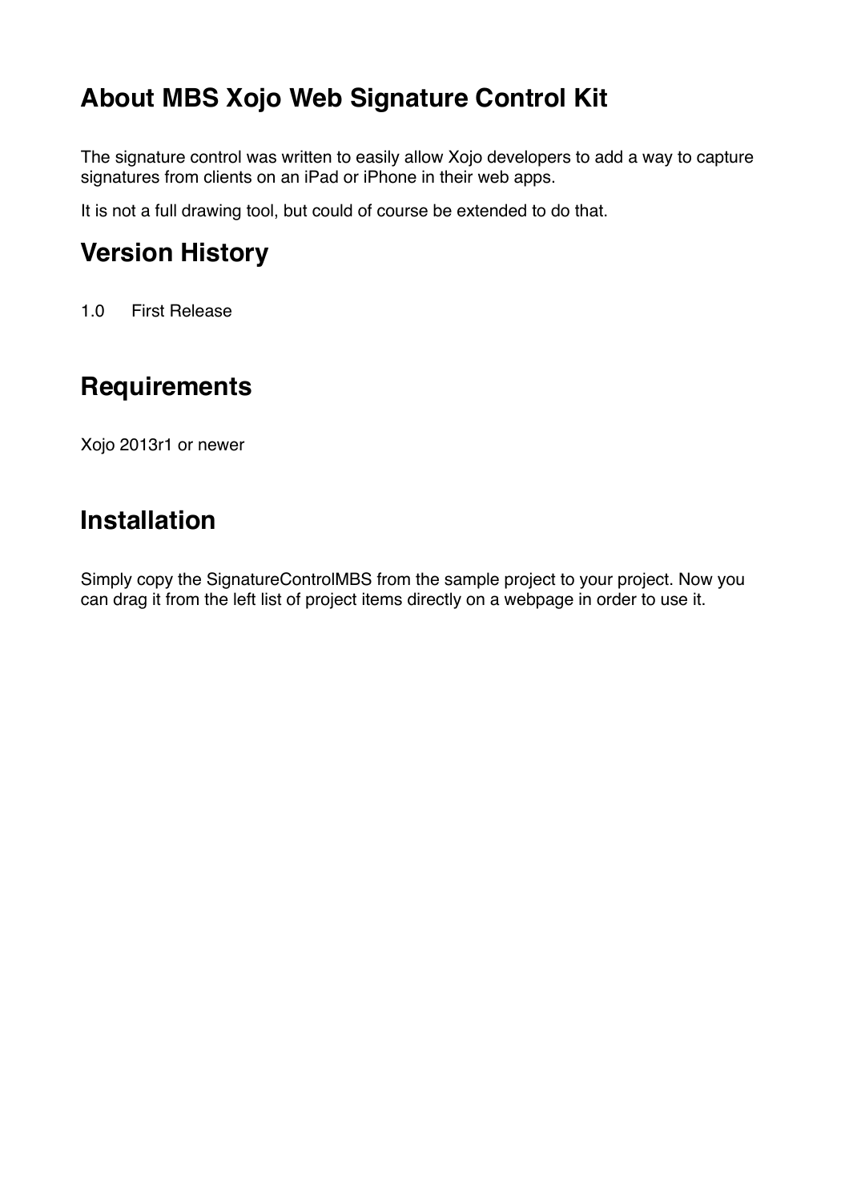## About MBS Xojo Web Signature Control Kit

The signature control was written to easily allow Xojo developers to add a way to capture signatures from clients on an iPad or iPhone in their web apps.

It is not a full drawing tool, but could of course be extended to do that.

## Version History

1.0 First Release

## Requirements

Xojo 2013r1 or newer

## Installation

Simply copy the SignatureControlMBS from the sample project to your project. Now you can drag it from the left list of project items directly on a webpage in order to use it.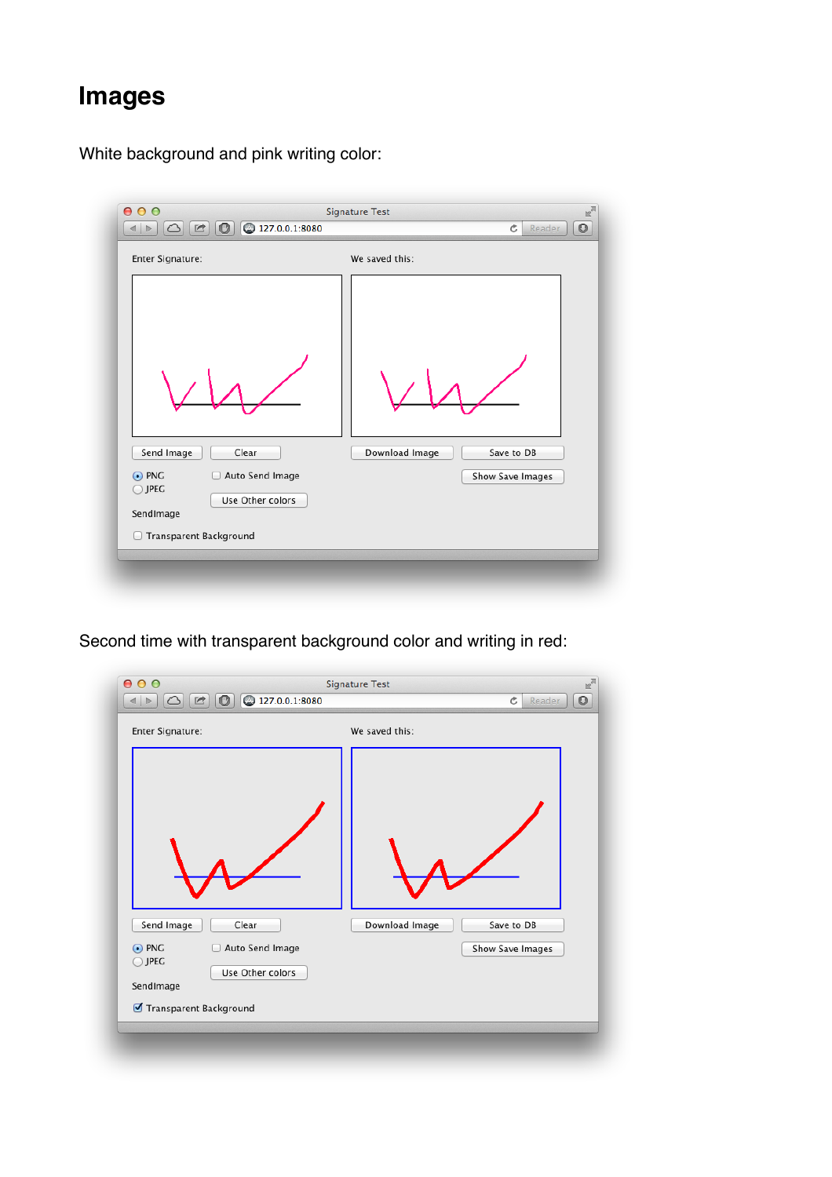# Images

White background and pink writing color:

Second time with transparent background color and writing in red: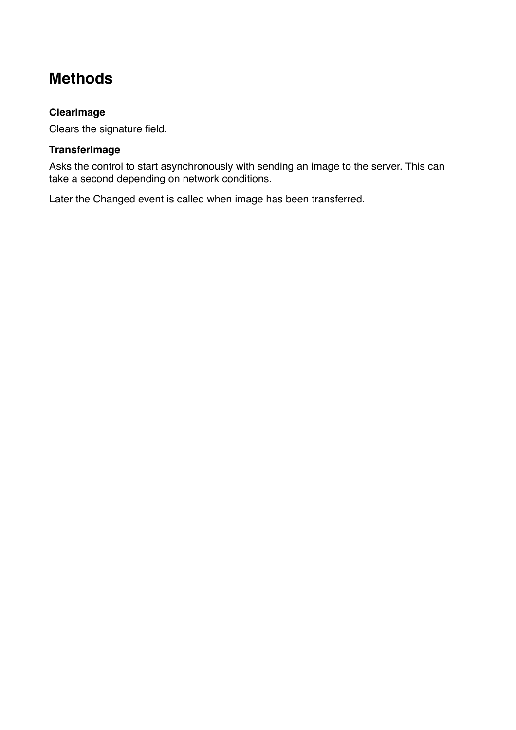# Methods

### ClearImage

Clears the signature field.

### TransferImage

Asks the control to start asynchronously with sending an image to the server. This can take a second depending on network conditions.

Later the Changed event is called when image has been transferred.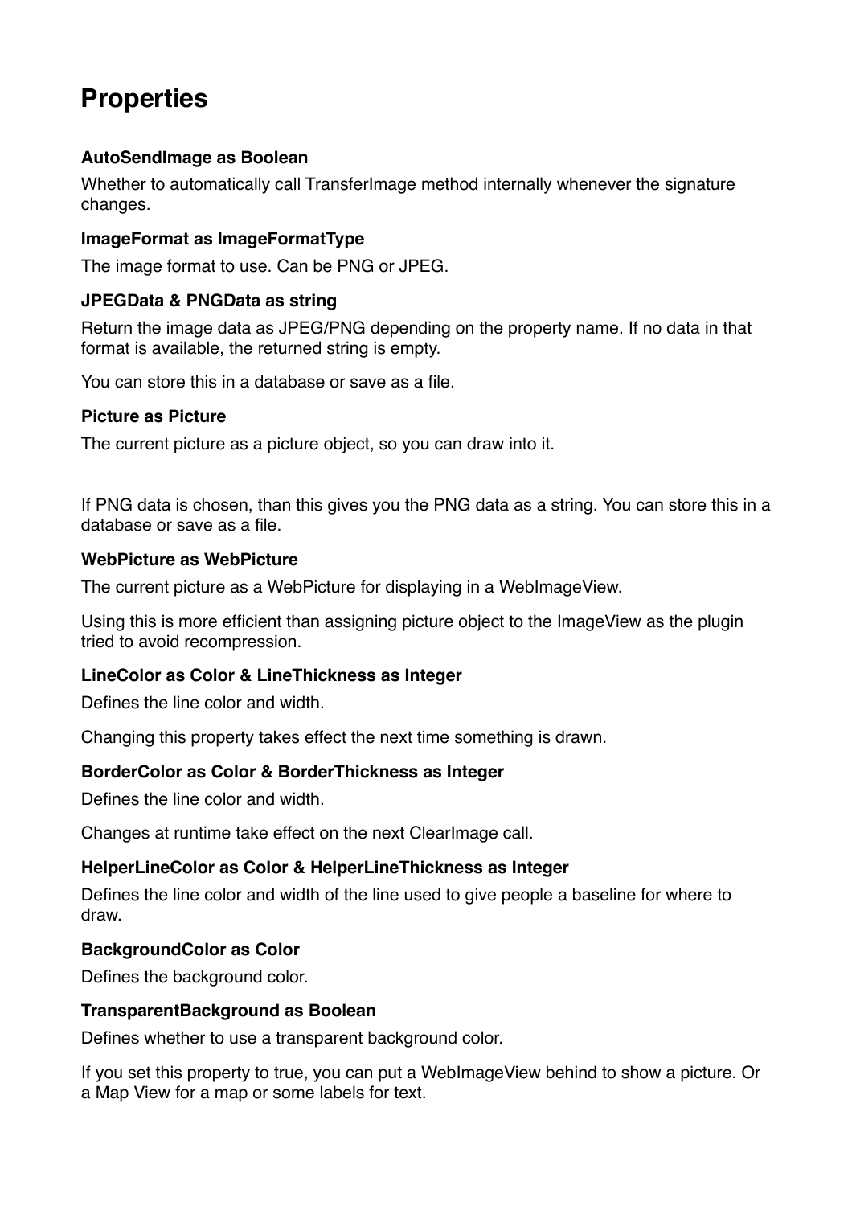# Properties

### AutoSendImage as Boolean

Whether to automatically call TransferImage method internally whenever the signature changes.

### ImageFormat as ImageFormatType

The image format to use. Can be PNG or JPEG.

### JPEGData & PNGData as string

Return the image data as JPEG/PNG depending on the property name. If no data in that format is available, the returned string is empty.

You can store this in a database or save as a file.

### Picture as Picture

The current picture as a picture object, so you can draw into it.

If PNG data is chosen, than this gives you the PNG data as a string. You can store this in a database or save as a file.

### WebPicture as WebPicture

The current picture as a WebPicture for displaying in a WebImageView.

Using this is more efficient than assigning picture object to the ImageView as the plugin tried to avoid recompression.

### LineColor as Color & LineThickness as Integer

Defines the line color and width.

Changing this property takes effect the next time something is drawn.

### BorderColor as Color & BorderThickness as Integer

Defines the line color and width.

Changes at runtime take effect on the next ClearImage call.

### HelperLineColor as Color & HelperLineThickness as Integer

Defines the line color and width of the line used to give people a baseline for where to draw.

### BackgroundColor as Color

Defines the background color.

### TransparentBackground as Boolean

Defines whether to use a transparent background color.

If you set this property to true, you can put a WebImageView behind to show a picture. Or a Map View for a map or some labels for text.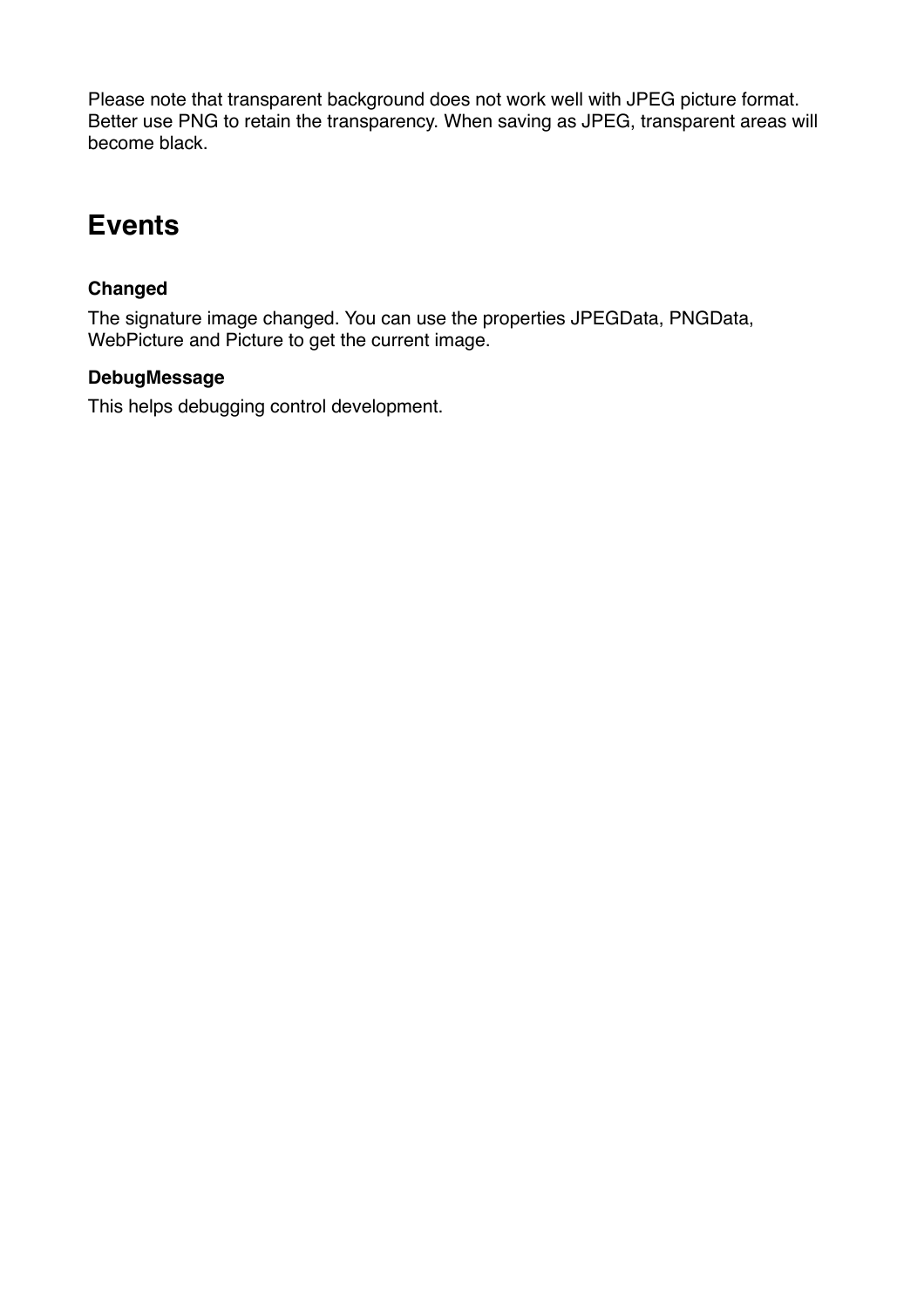Please note that transparent background does not work well with JPEG picture format. Better use PNG to retain the transparency. When saving as JPEG, transparent areas will become black.

## Events

### Changed

The signature image changed. You can use the properties JPEGData, PNGData, WebPicture and Picture to get the current image.

### DebugMessage

This helps debugging control development.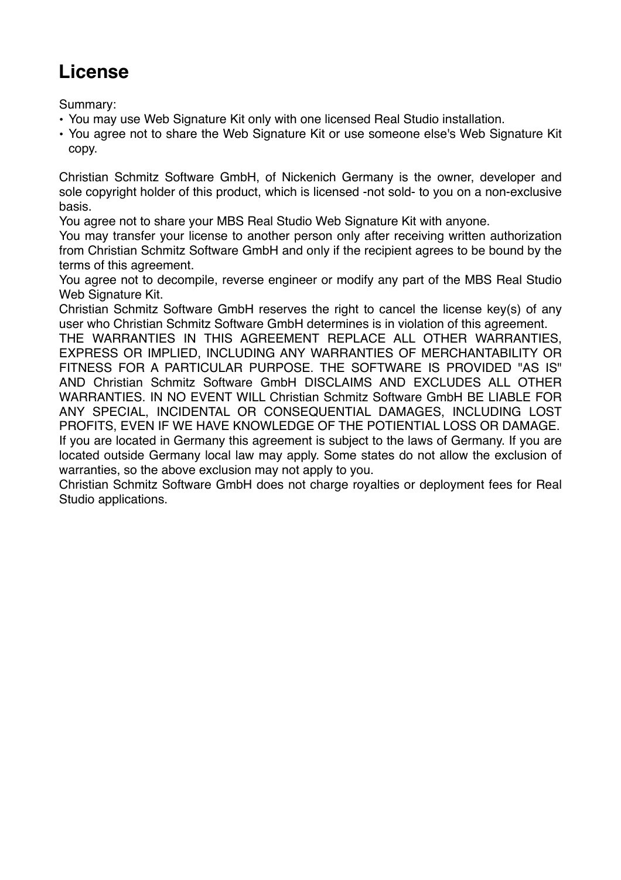# License

Summary:

- You may use Web Signature Kit only with one licensed Real Studio installation.
- You agree not to share the Web Signature Kit or use someone else's Web Signature Kit copy.

Christian Schmitz Software GmbH, of Nickenich Germany is the owner, developer and sole copyright holder of this product, which is licensed -not sold- to you on a non-exclusive basis.

You agree not to share your MBS Real Studio Web Signature Kit with anyone.

You may transfer your license to another person only after receiving written authorization from Christian Schmitz Software GmbH and only if the recipient agrees to be bound by the terms of this agreement.

You agree not to decompile, reverse engineer or modify any part of the MBS Real Studio Web Signature Kit.

Christian Schmitz Software GmbH reserves the right to cancel the license key(s) of any user who Christian Schmitz Software GmbH determines is in violation of this agreement.

THE WARRANTIES IN THIS AGREEMENT REPLACE ALL OTHER WARRANTIES, EXPRESS OR IMPLIED, INCLUDING ANY WARRANTIES OF MERCHANTABILITY OR FITNESS FOR A PARTICULAR PURPOSE. THE SOFTWARE IS PROVIDED "AS IS" AND Christian Schmitz Software GmbH DISCLAIMS AND EXCLUDES ALL OTHER WARRANTIES. IN NO EVENT WILL Christian Schmitz Software GmbH BE LIABLE FOR ANY SPECIAL, INCIDENTAL OR CONSEQUENTIAL DAMAGES, INCLUDING LOST PROFITS, EVEN IF WE HAVE KNOWLEDGE OF THE POTIENTIAL LOSS OR DAMAGE.

If you are located in Germany this agreement is subject to the laws of Germany. If you are located outside Germany local law may apply. Some states do not allow the exclusion of warranties, so the above exclusion may not apply to you.

Christian Schmitz Software GmbH does not charge royalties or deployment fees for Real Studio applications.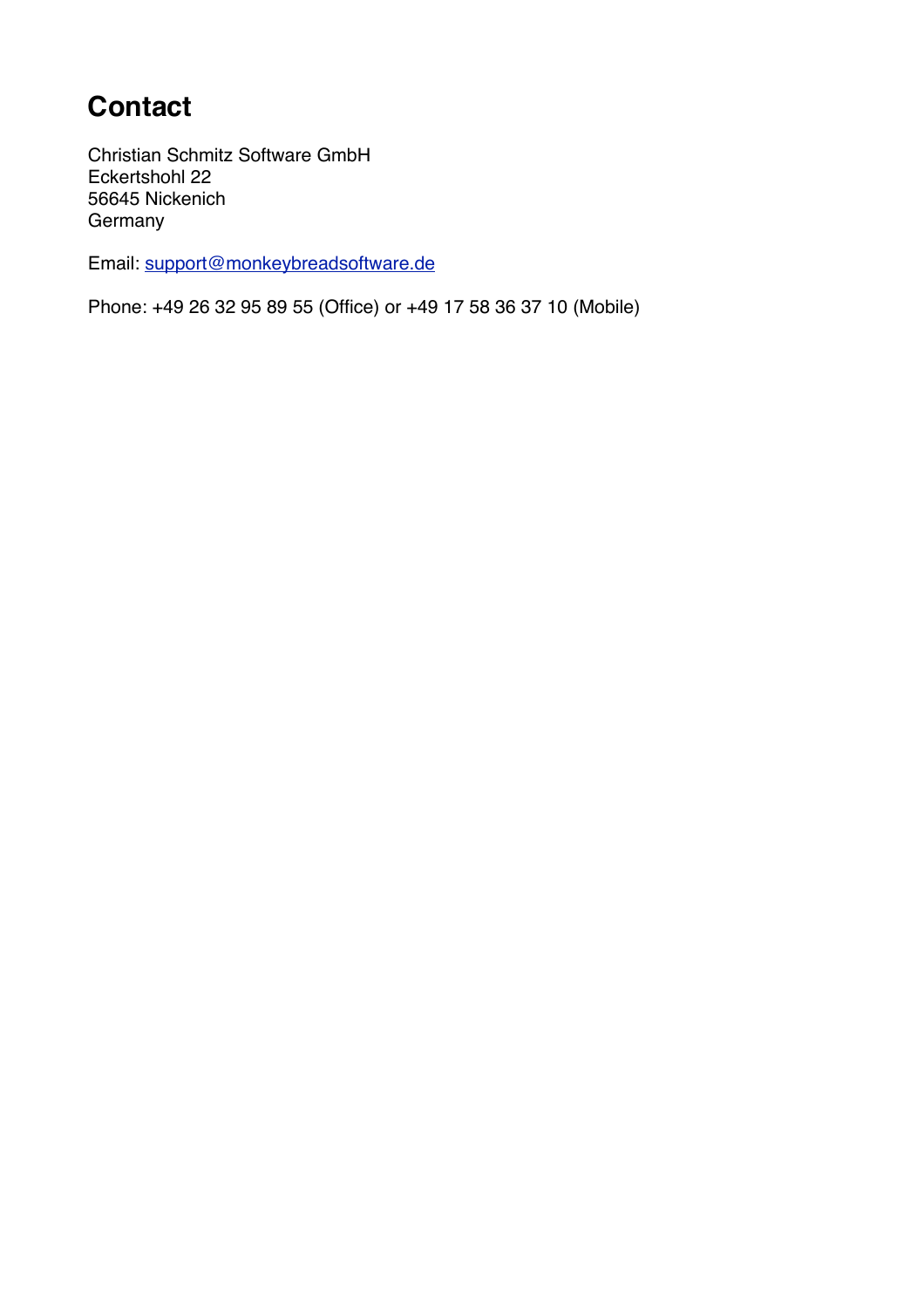# Contact

Christian Schmitz Software GmbH
Eckertshohl 22
56645 Nickenich
Germany

Email: support@monkeybreadsoftware.de

Phone: +49 26 32 95 89 55 (Office) or +49 17 58 36 37 10 (Mobile)